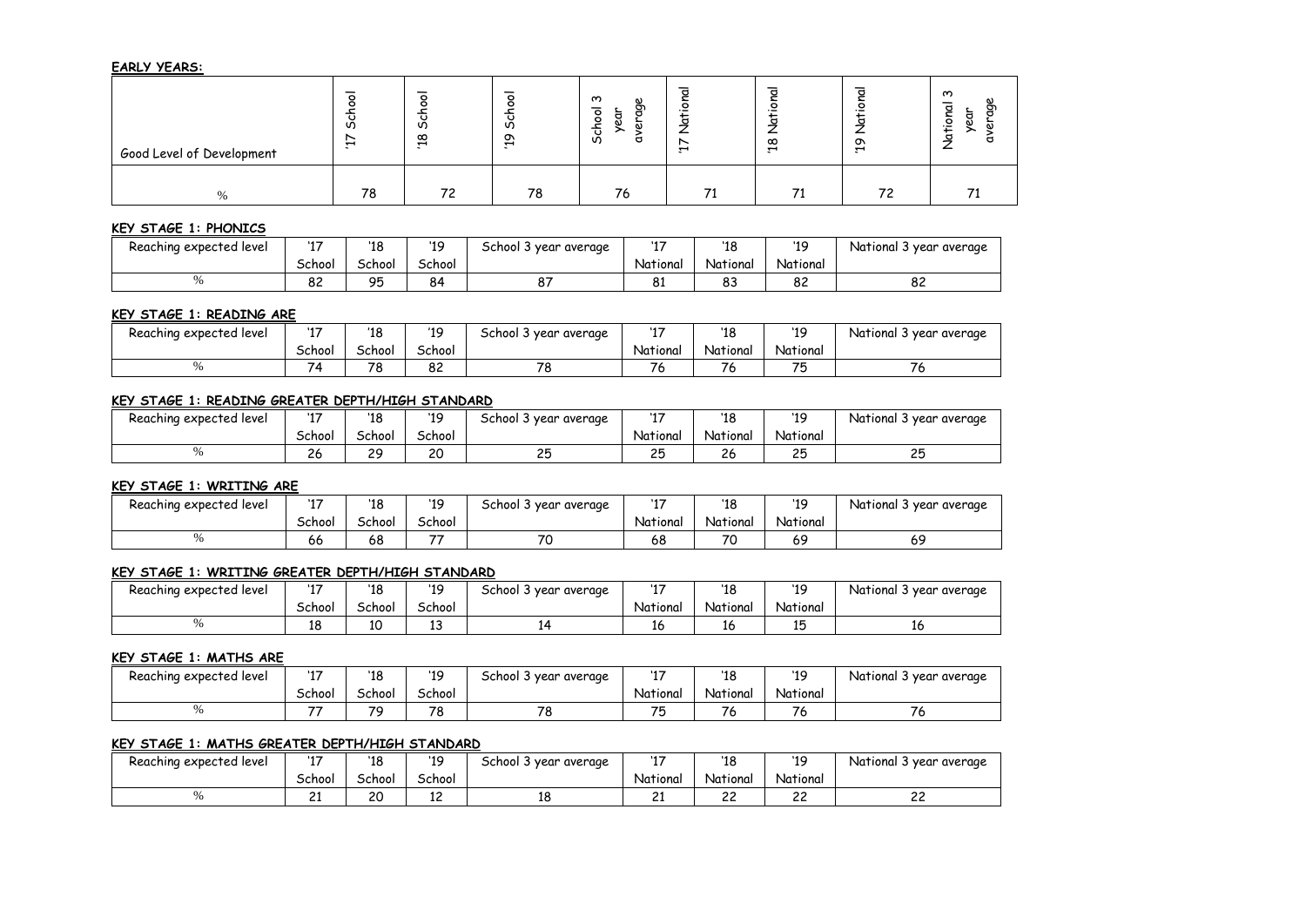**EARLY YEARS:**

| Good Level of Development | '17 School | '18 School | '19 School | School 3 year average | '17 National | '18 National | '19 National | National 3 year average |
|---|---|---|---|---|---|---|---|---|
| % | 78 | 72 | 78 | 76 | 71 | 71 | 72 | 71 |

**KEY STAGE 1: PHONICS**

| Reaching expected level | '17 School | '18 School | '19 School | School 3 year average | '17 National | '18 National | '19 National | National 3 year average |
|---|---|---|---|---|---|---|---|---|
| % | 82 | 95 | 84 | 87 | 81 | 83 | 82 | 82 |

**KEY STAGE 1: READING ARE**

| Reaching expected level | '17 School | '18 School | '19 School | School 3 year average | '17 National | '18 National | '19 National | National 3 year average |
|---|---|---|---|---|---|---|---|---|
| % | 74 | 78 | 82 | 78 | 76 | 76 | 75 | 76 |

**KEY STAGE 1: READING GREATER DEPTH/HIGH STANDARD**

| Reaching expected level | '17 School | '18 School | '19 School | School 3 year average | '17 National | '18 National | '19 National | National 3 year average |
|---|---|---|---|---|---|---|---|---|
| % | 26 | 29 | 20 | 25 | 25 | 26 | 25 | 25 |

**KEY STAGE 1: WRITING ARE**

| Reaching expected level | '17 School | '18 School | '19 School | School 3 year average | '17 National | '18 National | '19 National | National 3 year average |
|---|---|---|---|---|---|---|---|---|
| % | 66 | 68 | 77 | 70 | 68 | 70 | 69 | 69 |

**KEY STAGE 1: WRITING GREATER DEPTH/HIGH STANDARD**

| Reaching expected level | '17 School | '18 School | '19 School | School 3 year average | '17 National | '18 National | '19 National | National 3 year average |
|---|---|---|---|---|---|---|---|---|
| % | 18 | 10 | 13 | 14 | 16 | 16 | 15 | 16 |

**KEY STAGE 1: MATHS ARE**

| Reaching expected level | '17 School | '18 School | '19 School | School 3 year average | '17 National | '18 National | '19 National | National 3 year average |
|---|---|---|---|---|---|---|---|---|
| % | 77 | 79 | 78 | 78 | 75 | 76 | 76 | 76 |

**KEY STAGE 1: MATHS GREATER DEPTH/HIGH STANDARD**

| Reaching expected level | '17 School | '18 School | '19 School | School 3 year average | '17 National | '18 National | '19 National | National 3 year average |
|---|---|---|---|---|---|---|---|---|
| % | 21 | 20 | 12 | 18 | 21 | 22 | 22 | 22 |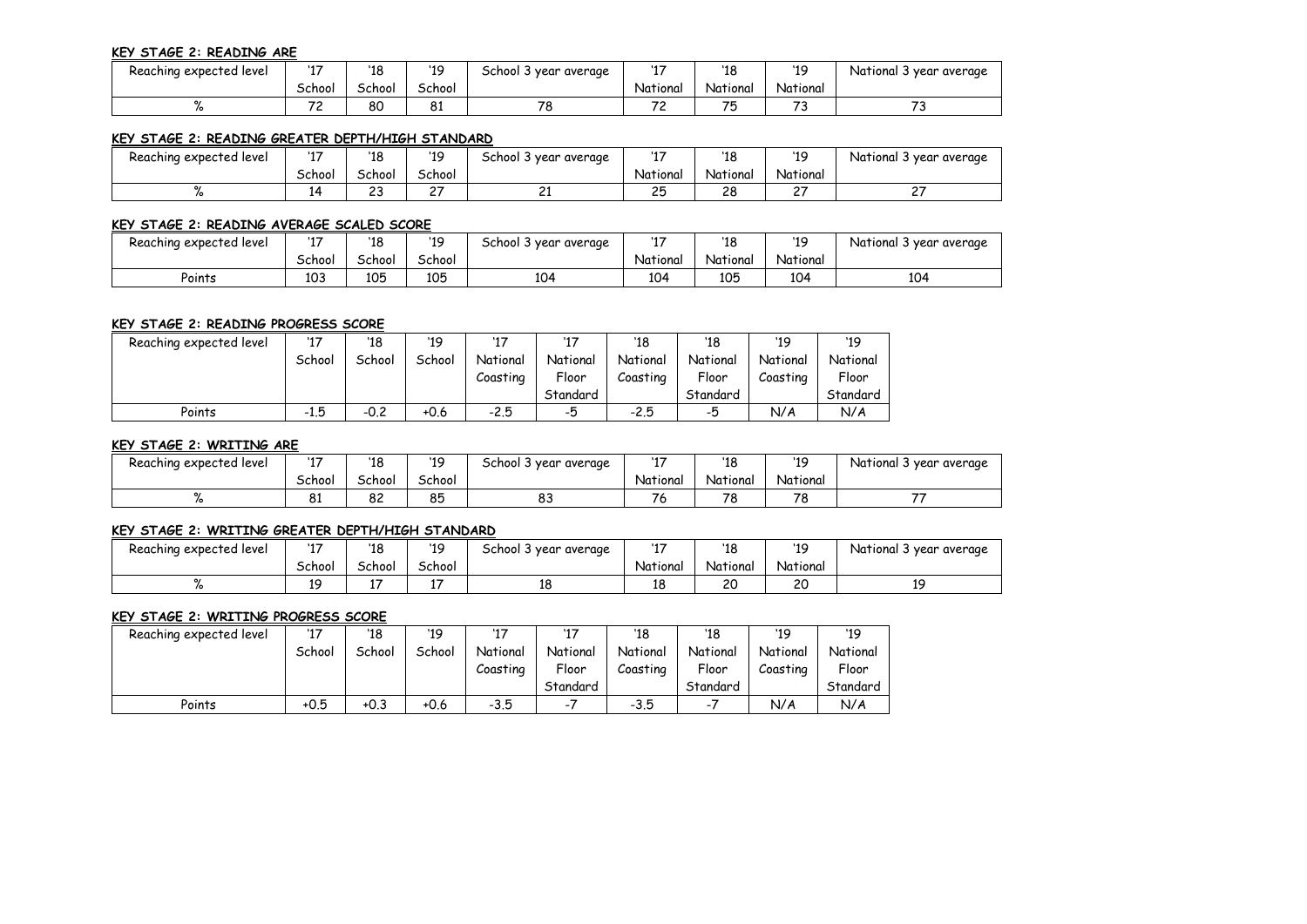**KEY STAGE 2: READING ARE**

| Reaching expected level | '17 School | '18 School | '19 School | School 3 year average | '17 National | '18 National | '19 National | National 3 year average |
|---|---|---|---|---|---|---|---|---|
| % | 72 | 80 | 81 | 78 | 72 | 75 | 73 | 73 |

**KEY STAGE 2: READING GREATER DEPTH/HIGH STANDARD**

| Reaching expected level | '17 School | '18 School | '19 School | School 3 year average | '17 National | '18 National | '19 National | National 3 year average |
|---|---|---|---|---|---|---|---|---|
| % | 14 | 23 | 27 | 21 | 25 | 28 | 27 | 27 |

**KEY STAGE 2: READING AVERAGE SCALED SCORE**

| Reaching expected level | '17 School | '18 School | '19 School | School 3 year average | '17 National | '18 National | '19 National | National 3 year average |
|---|---|---|---|---|---|---|---|---|
| Points | 103 | 105 | 105 | 104 | 104 | 105 | 104 | 104 |

**KEY STAGE 2: READING PROGRESS SCORE**

| Reaching expected level | '17 School | '18 School | '19 School | '17 National Coasting | '17 National Floor Standard | '18 National Coasting | '18 National Floor Standard | '19 National Coasting | '19 National Floor Standard |
|---|---|---|---|---|---|---|---|---|---|
| Points | -1.5 | -0.2 | +0.6 | -2.5 | -5 | -2.5 | -5 | N/A | N/A |

**KEY STAGE 2: WRITING ARE**

| Reaching expected level | '17 School | '18 School | '19 School | School 3 year average | '17 National | '18 National | '19 National | National 3 year average |
|---|---|---|---|---|---|---|---|---|
| % | 81 | 82 | 85 | 83 | 76 | 78 | 78 | 77 |

**KEY STAGE 2: WRITING GREATER DEPTH/HIGH STANDARD**

| Reaching expected level | '17 School | '18 School | '19 School | School 3 year average | '17 National | '18 National | '19 National | National 3 year average |
|---|---|---|---|---|---|---|---|---|
| % | 19 | 17 | 17 | 18 | 18 | 20 | 20 | 19 |

**KEY STAGE 2: WRITING PROGRESS SCORE**

| Reaching expected level | '17 School | '18 School | '19 School | '17 National Coasting | '17 National Floor Standard | '18 National Coasting | '18 National Floor Standard | '19 National Coasting | '19 National Floor Standard |
|---|---|---|---|---|---|---|---|---|---|
| Points | +0.5 | +0.3 | +0.6 | -3.5 | -7 | -3.5 | -7 | N/A | N/A |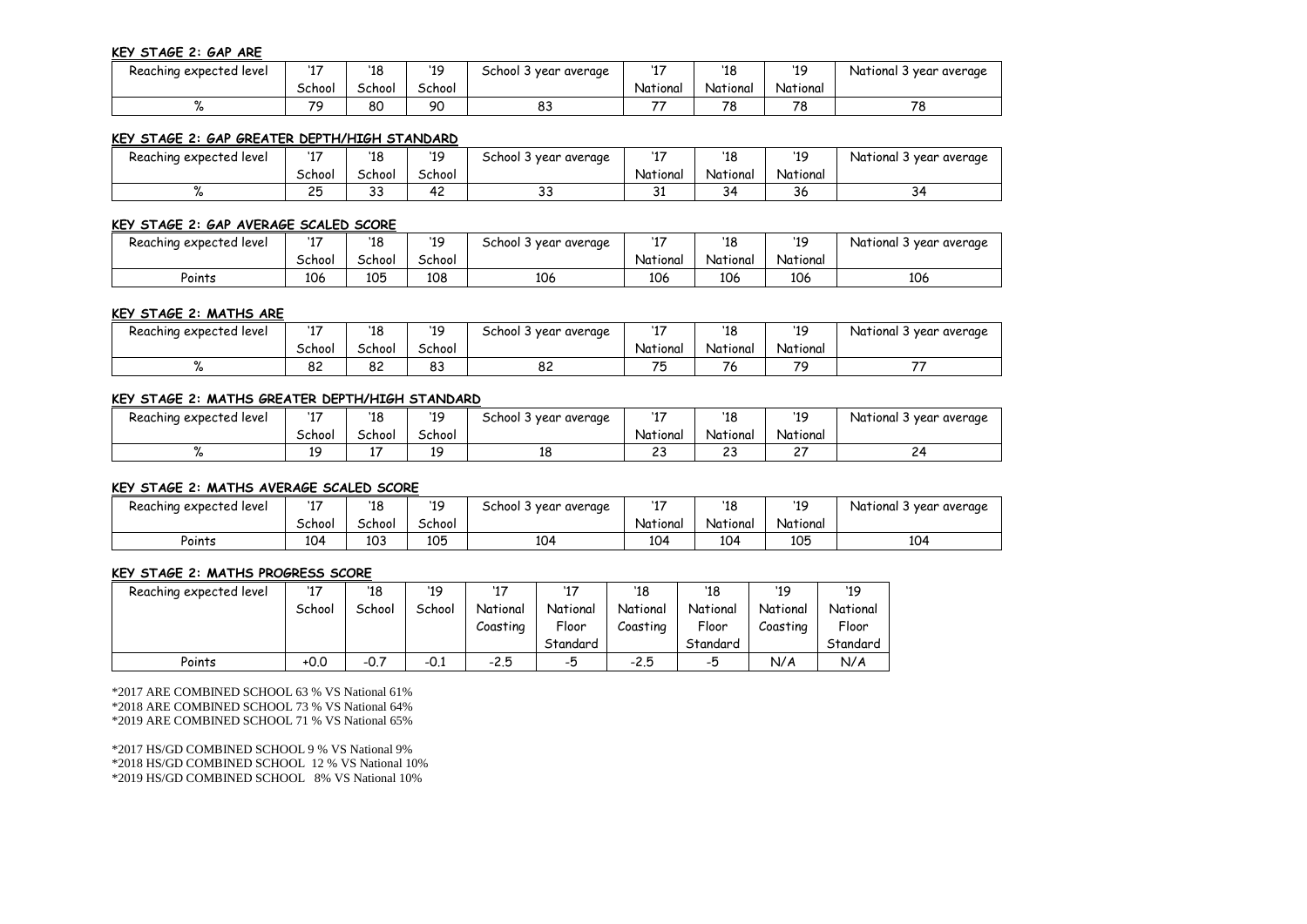**KEY STAGE 2: GAP ARE**

| Reaching expected level | '17 School | '18 School | '19 School | School 3 year average | '17 National | '18 National | '19 National | National 3 year average |
|---|---|---|---|---|---|---|---|---|
| % | 79 | 80 | 90 | 83 | 77 | 78 | 78 | 78 |

**KEY STAGE 2: GAP GREATER DEPTH/HIGH STANDARD**

| Reaching expected level | '17 School | '18 School | '19 School | School 3 year average | '17 National | '18 National | '19 National | National 3 year average |
|---|---|---|---|---|---|---|---|---|
| % | 25 | 33 | 42 | 33 | 31 | 34 | 36 | 34 |

**KEY STAGE 2: GAP AVERAGE SCALED SCORE**

| Reaching expected level | '17 School | '18 School | '19 School | School 3 year average | '17 National | '18 National | '19 National | National 3 year average |
|---|---|---|---|---|---|---|---|---|
| Points | 106 | 105 | 108 | 106 | 106 | 106 | 106 | 106 |

**KEY STAGE 2: MATHS ARE**

| Reaching expected level | '17 School | '18 School | '19 School | School 3 year average | '17 National | '18 National | '19 National | National 3 year average |
|---|---|---|---|---|---|---|---|---|
| % | 82 | 82 | 83 | 82 | 75 | 76 | 79 | 77 |

**KEY STAGE 2: MATHS GREATER DEPTH/HIGH STANDARD**

| Reaching expected level | '17 School | '18 School | '19 School | School 3 year average | '17 National | '18 National | '19 National | National 3 year average |
|---|---|---|---|---|---|---|---|---|
| % | 19 | 17 | 19 | 18 | 23 | 23 | 27 | 24 |

**KEY STAGE 2: MATHS AVERAGE SCALED SCORE**

| Reaching expected level | '17 School | '18 School | '19 School | School 3 year average | '17 National | '18 National | '19 National | National 3 year average |
|---|---|---|---|---|---|---|---|---|
| Points | 104 | 103 | 105 | 104 | 104 | 104 | 105 | 104 |

**KEY STAGE 2: MATHS PROGRESS SCORE**

| Reaching expected level | '17 School | '18 School | '19 School | '17 National Coasting | '17 National Floor Standard | '18 National Coasting | '18 National Floor Standard | '19 National Coasting | '19 National Floor Standard |
|---|---|---|---|---|---|---|---|---|---|
| Points | +0.0 | -0.7 | -0.1 | -2.5 | -5 | -2.5 | -5 | N/A | N/A |

*2017 ARE COMBINED SCHOOL 63 % VS National 61%
*2018 ARE COMBINED SCHOOL 73 % VS National 64%
*2019 ARE COMBINED SCHOOL 71 % VS National 65%

*2017 HS/GD COMBINED SCHOOL 9 % VS National 9%
*2018 HS/GD COMBINED SCHOOL 12 % VS National 10%
*2019 HS/GD COMBINED SCHOOL 8% VS National 10%